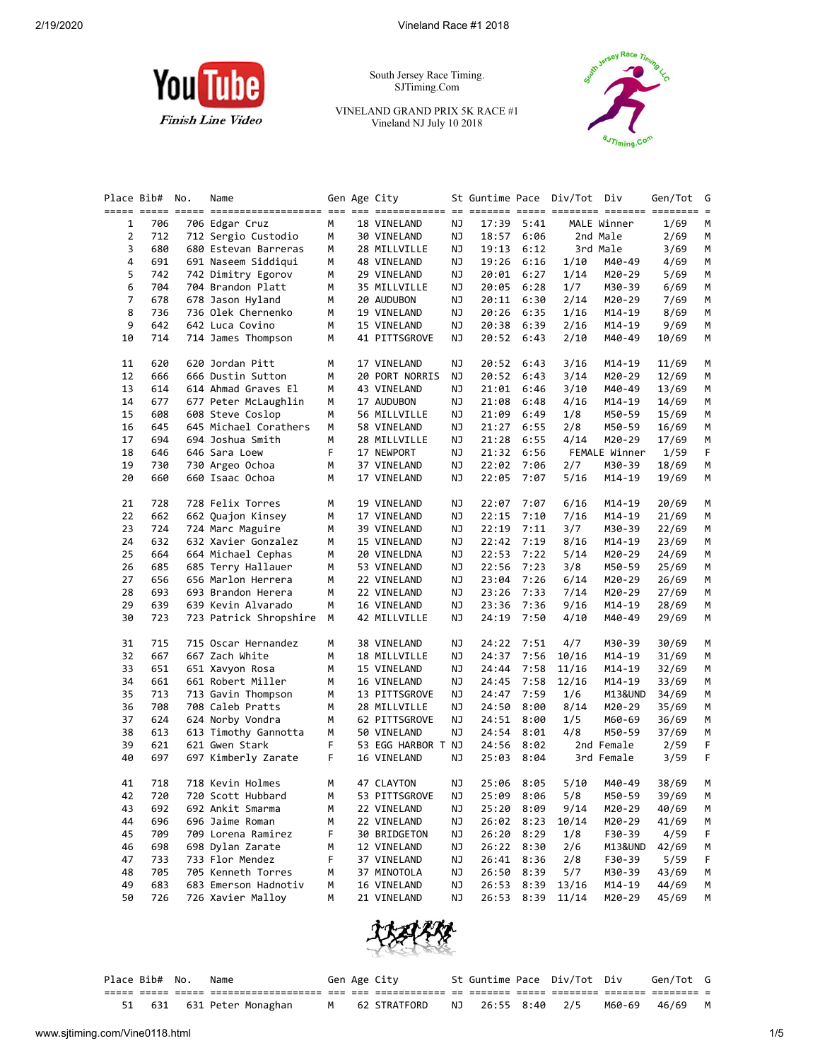South Jersey Race Timing.
SJTiming.Com

VINELAND GRAND PRIX 5K RACE #1
Vineland NJ July 10 2018

| Place | Bib# | No. | Name | Gen | Age | City | St | Guntime | Pace | Div/Tot | Div | Gen/Tot | G |
|---|---|---|---|---|---|---|---|---|---|---|---|---|---|
| 1 | 706 | 706 | Edgar Cruz | M | 18 | VINELAND | NJ | 17:39 | 5:41 | MALE | Winner | 1/69 | M |
| 2 | 712 | 712 | Sergio Custodio | M | 30 | VINELAND | NJ | 18:57 | 6:06 | 2nd | Male | 2/69 | M |
| 3 | 680 | 680 | Estevan Barreras | M | 28 | MILLVILLE | NJ | 19:13 | 6:12 | 3rd | Male | 3/69 | M |
| 4 | 691 | 691 | Naseem Siddiqui | M | 48 | VINELAND | NJ | 19:26 | 6:16 | 1/10 | M40-49 | 4/69 | M |
| 5 | 742 | 742 | Dimitry Egorov | M | 29 | VINELAND | NJ | 20:01 | 6:27 | 1/14 | M20-29 | 5/69 | M |
| 6 | 704 | 704 | Brandon Platt | M | 35 | MILLVILLE | NJ | 20:05 | 6:28 | 1/7 | M30-39 | 6/69 | M |
| 7 | 678 | 678 | Jason Hyland | M | 20 | AUDUBON | NJ | 20:11 | 6:30 | 2/14 | M20-29 | 7/69 | M |
| 8 | 736 | 736 | Olek Chernenko | M | 19 | VINELAND | NJ | 20:26 | 6:35 | 1/16 | M14-19 | 8/69 | M |
| 9 | 642 | 642 | Luca Covino | M | 15 | VINELAND | NJ | 20:38 | 6:39 | 2/16 | M14-19 | 9/69 | M |
| 10 | 714 | 714 | James Thompson | M | 41 | PITTSGROVE | NJ | 20:52 | 6:43 | 2/10 | M40-49 | 10/69 | M |
| 11 | 620 | 620 | Jordan Pitt | M | 17 | VINELAND | NJ | 20:52 | 6:43 | 3/16 | M14-19 | 11/69 | M |
| 12 | 666 | 666 | Dustin Sutton | M | 20 | PORT NORRIS | NJ | 20:52 | 6:43 | 3/14 | M20-29 | 12/69 | M |
| 13 | 614 | 614 | Ahmad Graves El | M | 43 | VINELAND | NJ | 21:01 | 6:46 | 3/10 | M40-49 | 13/69 | M |
| 14 | 677 | 677 | Peter McLaughlin | M | 17 | AUDUBON | NJ | 21:08 | 6:48 | 4/16 | M14-19 | 14/69 | M |
| 15 | 608 | 608 | Steve Coslop | M | 56 | MILLVILLE | NJ | 21:09 | 6:49 | 1/8 | M50-59 | 15/69 | M |
| 16 | 645 | 645 | Michael Corathers | M | 58 | VINELAND | NJ | 21:27 | 6:55 | 2/8 | M50-59 | 16/69 | M |
| 17 | 694 | 694 | Joshua Smith | M | 28 | MILLVILLE | NJ | 21:28 | 6:55 | 4/14 | M20-29 | 17/69 | M |
| 18 | 646 | 646 | Sara Loew | F | 17 | NEWPORT | NJ | 21:32 | 6:56 | FEMALE | Winner | 1/59 | F |
| 19 | 730 | 730 | Argeo Ochoa | M | 37 | VINELAND | NJ | 22:02 | 7:06 | 2/7 | M30-39 | 18/69 | M |
| 20 | 660 | 660 | Isaac Ochoa | M | 17 | VINELAND | NJ | 22:05 | 7:07 | 5/16 | M14-19 | 19/69 | M |
| 21 | 728 | 728 | Felix Torres | M | 19 | VINELAND | NJ | 22:07 | 7:07 | 6/16 | M14-19 | 20/69 | M |
| 22 | 662 | 662 | Quajon Kinsey | M | 17 | VINELAND | NJ | 22:15 | 7:10 | 7/16 | M14-19 | 21/69 | M |
| 23 | 724 | 724 | Marc Maguire | M | 39 | VINELAND | NJ | 22:19 | 7:11 | 3/7 | M30-39 | 22/69 | M |
| 24 | 632 | 632 | Xavier Gonzalez | M | 15 | VINELAND | NJ | 22:42 | 7:19 | 8/16 | M14-19 | 23/69 | M |
| 25 | 664 | 664 | Michael Cephas | M | 20 | VINELDNA | NJ | 22:53 | 7:22 | 5/14 | M20-29 | 24/69 | M |
| 26 | 685 | 685 | Terry Hallauer | M | 53 | VINELAND | NJ | 22:56 | 7:23 | 3/8 | M50-59 | 25/69 | M |
| 27 | 656 | 656 | Marlon Herrera | M | 22 | VINELAND | NJ | 23:04 | 7:26 | 6/14 | M20-29 | 26/69 | M |
| 28 | 693 | 693 | Brandon Herera | M | 22 | VINELAND | NJ | 23:26 | 7:33 | 7/14 | M20-29 | 27/69 | M |
| 29 | 639 | 639 | Kevin Alvarado | M | 16 | VINELAND | NJ | 23:36 | 7:36 | 9/16 | M14-19 | 28/69 | M |
| 30 | 723 | 723 | Patrick Shropshire | M | 42 | MILLVILLE | NJ | 24:19 | 7:50 | 4/10 | M40-49 | 29/69 | M |
| 31 | 715 | 715 | Oscar Hernandez | M | 38 | VINELAND | NJ | 24:22 | 7:51 | 4/7 | M30-39 | 30/69 | M |
| 32 | 667 | 667 | Zach White | M | 18 | MILLVILLE | NJ | 24:37 | 7:56 | 10/16 | M14-19 | 31/69 | M |
| 33 | 651 | 651 | Xavyon Rosa | M | 15 | VINELAND | NJ | 24:44 | 7:58 | 11/16 | M14-19 | 32/69 | M |
| 34 | 661 | 661 | Robert Miller | M | 16 | VINELAND | NJ | 24:45 | 7:58 | 12/16 | M14-19 | 33/69 | M |
| 35 | 713 | 713 | Gavin Thompson | M | 13 | PITTSGROVE | NJ | 24:47 | 7:59 | 1/6 | M13&UND | 34/69 | M |
| 36 | 708 | 708 | Caleb Pratts | M | 28 | MILLVILLE | NJ | 24:50 | 8:00 | 8/14 | M20-29 | 35/69 | M |
| 37 | 624 | 624 | Norby Vondra | M | 62 | PITTSGROVE | NJ | 24:51 | 8:00 | 1/5 | M60-69 | 36/69 | M |
| 38 | 613 | 613 | Timothy Gannotta | M | 50 | VINELAND | NJ | 24:54 | 8:01 | 4/8 | M50-59 | 37/69 | M |
| 39 | 621 | 621 | Gwen Stark | F | 53 | EGG HARBOR T | NJ | 24:56 | 8:02 | 2nd | Female | 2/59 | F |
| 40 | 697 | 697 | Kimberly Zarate | F | 16 | VINELAND | NJ | 25:03 | 8:04 | 3rd | Female | 3/59 | F |
| 41 | 718 | 718 | Kevin Holmes | M | 47 | CLAYTON | NJ | 25:06 | 8:05 | 5/10 | M40-49 | 38/69 | M |
| 42 | 720 | 720 | Scott Hubbard | M | 53 | PITTSGROVE | NJ | 25:09 | 8:06 | 5/8 | M50-59 | 39/69 | M |
| 43 | 692 | 692 | Ankit Smarma | M | 22 | VINELAND | NJ | 25:20 | 8:09 | 9/14 | M20-29 | 40/69 | M |
| 44 | 696 | 696 | Jaime Roman | M | 22 | VINELAND | NJ | 26:02 | 8:23 | 10/14 | M20-29 | 41/69 | M |
| 45 | 709 | 709 | Lorena Ramirez | F | 30 | BRIDGETON | NJ | 26:20 | 8:29 | 1/8 | F30-39 | 4/59 | F |
| 46 | 698 | 698 | Dylan Zarate | M | 12 | VINELAND | NJ | 26:22 | 8:30 | 2/6 | M13&UND | 42/69 | M |
| 47 | 733 | 733 | Flor Mendez | F | 37 | VINELAND | NJ | 26:41 | 8:36 | 2/8 | F30-39 | 5/59 | F |
| 48 | 705 | 705 | Kenneth Torres | M | 37 | MINOTOLA | NJ | 26:50 | 8:39 | 5/7 | M30-39 | 43/69 | M |
| 49 | 683 | 683 | Emerson Hadnotiv | M | 16 | VINELAND | NJ | 26:53 | 8:39 | 13/16 | M14-19 | 44/69 | M |
| 50 | 726 | 726 | Xavier Malloy | M | 21 | VINELAND | NJ | 26:53 | 8:39 | 11/14 | M20-29 | 45/69 | M |
| 51 | 631 | 631 | Peter Monaghan | M | 62 | STRATFORD | NJ | 26:55 | 8:40 | 2/5 | M60-69 | 46/69 | M |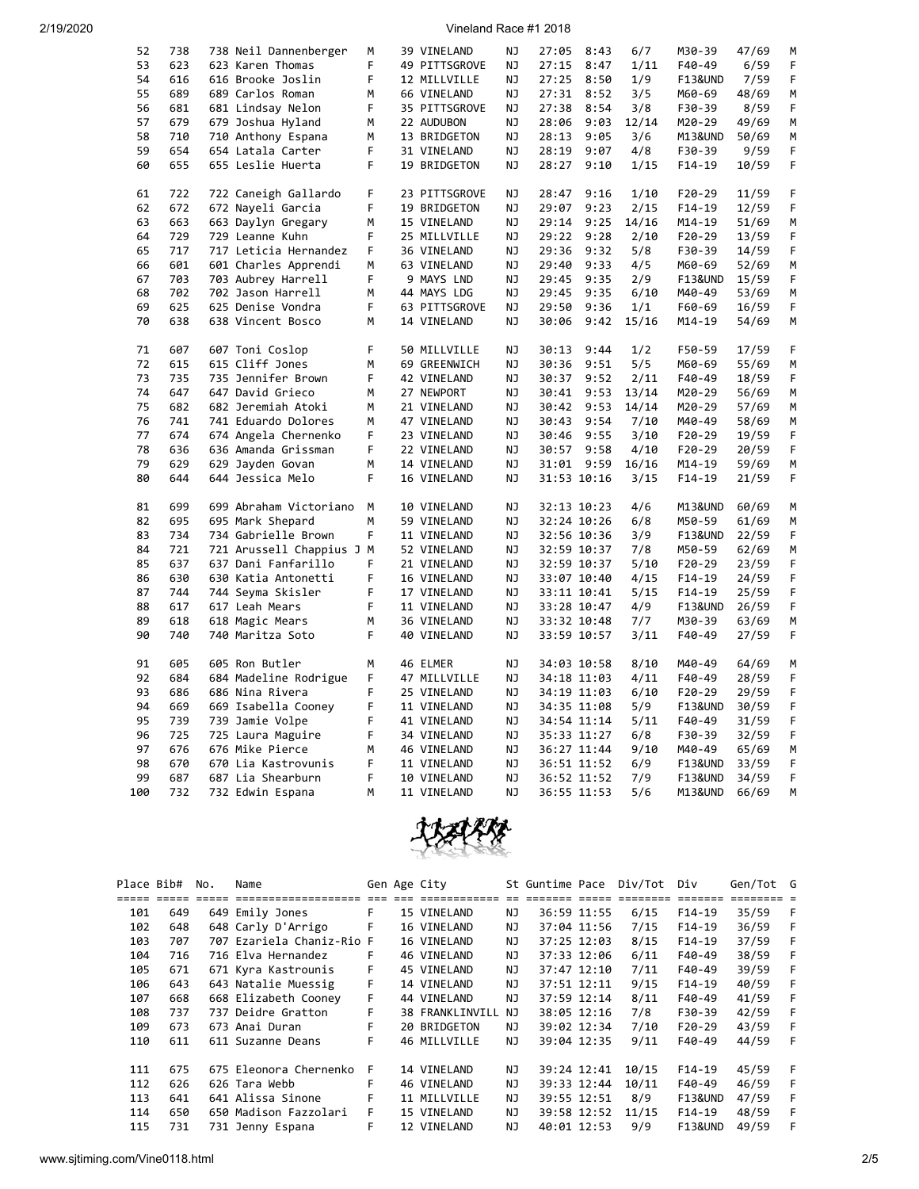| Place | Bib# | No. | Name | Gen | Age | City | St | Guntime | Pace | Div/Tot | Div | Gen/Tot | G |
|---|---|---|---|---|---|---|---|---|---|---|---|---|---|
| 52 | 738 | 738 | Neil Dannenberger | M | 39 | VINELAND | NJ | 27:05 | 8:43 | 6/7 | M30-39 | 47/69 | M |
| 53 | 623 | 623 | Karen Thomas | F | 49 | PITTSGROVE | NJ | 27:15 | 8:47 | 1/11 | F40-49 | 6/59 | F |
| 54 | 616 | 616 | Brooke Joslin | F | 12 | MILLVILLE | NJ | 27:25 | 8:50 | 1/9 | F13&UND | 7/59 | F |
| 55 | 689 | 689 | Carlos Roman | M | 66 | VINELAND | NJ | 27:31 | 8:52 | 3/5 | M60-69 | 48/69 | M |
| 56 | 681 | 681 | Lindsay Nelon | F | 35 | PITTSGROVE | NJ | 27:38 | 8:54 | 3/8 | F30-39 | 8/59 | F |
| 57 | 679 | 679 | Joshua Hyland | M | 22 | AUDUBON | NJ | 28:06 | 9:03 | 12/14 | M20-29 | 49/69 | M |
| 58 | 710 | 710 | Anthony Espana | M | 13 | BRIDGETON | NJ | 28:13 | 9:05 | 3/6 | M13&UND | 50/69 | M |
| 59 | 654 | 654 | Latala Carter | F | 31 | VINELAND | NJ | 28:19 | 9:07 | 4/8 | F30-39 | 9/59 | F |
| 60 | 655 | 655 | Leslie Huerta | F | 19 | BRIDGETON | NJ | 28:27 | 9:10 | 1/15 | F14-19 | 10/59 | F |
| 61 | 722 | 722 | Caneigh Gallardo | F | 23 | PITTSGROVE | NJ | 28:47 | 9:16 | 1/10 | F20-29 | 11/59 | F |
| 62 | 672 | 672 | Nayeli Garcia | F | 19 | BRIDGETON | NJ | 29:07 | 9:23 | 2/15 | F14-19 | 12/59 | F |
| 63 | 663 | 663 | Daylyn Gregary | M | 15 | VINELAND | NJ | 29:14 | 9:25 | 14/16 | M14-19 | 51/69 | M |
| 64 | 729 | 729 | Leanne Kuhn | F | 25 | MILLVILLE | NJ | 29:22 | 9:28 | 2/10 | F20-29 | 13/59 | F |
| 65 | 717 | 717 | Leticia Hernandez | F | 36 | VINELAND | NJ | 29:36 | 9:32 | 5/8 | F30-39 | 14/59 | F |
| 66 | 601 | 601 | Charles Apprendi | M | 63 | VINELAND | NJ | 29:40 | 9:33 | 4/5 | M60-69 | 52/69 | M |
| 67 | 703 | 703 | Aubrey Harrell | F | 9 | MAYS LND | NJ | 29:45 | 9:35 | 2/9 | F13&UND | 15/59 | F |
| 68 | 702 | 702 | Jason Harrell | M | 44 | MAYS LDG | NJ | 29:45 | 9:35 | 6/10 | M40-49 | 53/69 | M |
| 69 | 625 | 625 | Denise Vondra | F | 63 | PITTSGROVE | NJ | 29:50 | 9:36 | 1/1 | F60-69 | 16/59 | F |
| 70 | 638 | 638 | Vincent Bosco | M | 14 | VINELAND | NJ | 30:06 | 9:42 | 15/16 | M14-19 | 54/69 | M |
| 71 | 607 | 607 | Toni Coslop | F | 50 | MILLVILLE | NJ | 30:13 | 9:44 | 1/2 | F50-59 | 17/59 | F |
| 72 | 615 | 615 | Cliff Jones | M | 69 | GREENWICH | NJ | 30:36 | 9:51 | 5/5 | M60-69 | 55/69 | M |
| 73 | 735 | 735 | Jennifer Brown | F | 42 | VINELAND | NJ | 30:37 | 9:52 | 2/11 | F40-49 | 18/59 | F |
| 74 | 647 | 647 | David Grieco | M | 27 | NEWPORT | NJ | 30:41 | 9:53 | 13/14 | M20-29 | 56/69 | M |
| 75 | 682 | 682 | Jeremiah Atoki | M | 21 | VINELAND | NJ | 30:42 | 9:53 | 14/14 | M20-29 | 57/69 | M |
| 76 | 741 | 741 | Eduardo Dolores | M | 47 | VINELAND | NJ | 30:43 | 9:54 | 7/10 | M40-49 | 58/69 | M |
| 77 | 674 | 674 | Angela Chernenko | F | 23 | VINELAND | NJ | 30:46 | 9:55 | 3/10 | F20-29 | 19/59 | F |
| 78 | 636 | 636 | Amanda Grissman | F | 22 | VINELAND | NJ | 30:57 | 9:58 | 4/10 | F20-29 | 20/59 | F |
| 79 | 629 | 629 | Jayden Govan | M | 14 | VINELAND | NJ | 31:01 | 9:59 | 16/16 | M14-19 | 59/69 | M |
| 80 | 644 | 644 | Jessica Melo | F | 16 | VINELAND | NJ | 31:53 | 10:16 | 3/15 | F14-19 | 21/59 | F |
| 81 | 699 | 699 | Abraham Victoriano | M | 10 | VINELAND | NJ | 32:13 | 10:23 | 4/6 | M13&UND | 60/69 | M |
| 82 | 695 | 695 | Mark Shepard | M | 59 | VINELAND | NJ | 32:24 | 10:26 | 6/8 | M50-59 | 61/69 | M |
| 83 | 734 | 734 | Gabrielle Brown | F | 11 | VINELAND | NJ | 32:56 | 10:36 | 3/9 | F13&UND | 22/59 | F |
| 84 | 721 | 721 | Arussell Chappius J | M | 52 | VINELAND | NJ | 32:59 | 10:37 | 7/8 | M50-59 | 62/69 | M |
| 85 | 637 | 637 | Dani Fanfarillo | F | 21 | VINELAND | NJ | 32:59 | 10:37 | 5/10 | F20-29 | 23/59 | F |
| 86 | 630 | 630 | Katia Antonetti | F | 16 | VINELAND | NJ | 33:07 | 10:40 | 4/15 | F14-19 | 24/59 | F |
| 87 | 744 | 744 | Seyma Skisler | F | 17 | VINELAND | NJ | 33:11 | 10:41 | 5/15 | F14-19 | 25/59 | F |
| 88 | 617 | 617 | Leah Mears | F | 11 | VINELAND | NJ | 33:28 | 10:47 | 4/9 | F13&UND | 26/59 | F |
| 89 | 618 | 618 | Magic Mears | M | 36 | VINELAND | NJ | 33:32 | 10:48 | 7/7 | M30-39 | 63/69 | M |
| 90 | 740 | 740 | Maritza Soto | F | 40 | VINELAND | NJ | 33:59 | 10:57 | 3/11 | F40-49 | 27/59 | F |
| 91 | 605 | 605 | Ron Butler | M | 46 | ELMER | NJ | 34:03 | 10:58 | 8/10 | M40-49 | 64/69 | M |
| 92 | 684 | 684 | Madeline Rodrigue | F | 47 | MILLVILLE | NJ | 34:18 | 11:03 | 4/11 | F40-49 | 28/59 | F |
| 93 | 686 | 686 | Nina Rivera | F | 25 | VINELAND | NJ | 34:19 | 11:03 | 6/10 | F20-29 | 29/59 | F |
| 94 | 669 | 669 | Isabella Cooney | F | 11 | VINELAND | NJ | 34:35 | 11:08 | 5/9 | F13&UND | 30/59 | F |
| 95 | 739 | 739 | Jamie Volpe | F | 41 | VINELAND | NJ | 34:54 | 11:14 | 5/11 | F40-49 | 31/59 | F |
| 96 | 725 | 725 | Laura Maguire | F | 34 | VINELAND | NJ | 35:33 | 11:27 | 6/8 | F30-39 | 32/59 | F |
| 97 | 676 | 676 | Mike Pierce | M | 46 | VINELAND | NJ | 36:27 | 11:44 | 9/10 | M40-49 | 65/69 | M |
| 98 | 670 | 670 | Lia Kastrovunis | F | 11 | VINELAND | NJ | 36:51 | 11:52 | 6/9 | F13&UND | 33/59 | F |
| 99 | 687 | 687 | Lia Shearburn | F | 10 | VINELAND | NJ | 36:52 | 11:52 | 7/9 | F13&UND | 34/59 | F |
| 100 | 732 | 732 | Edwin Espana | M | 11 | VINELAND | NJ | 36:55 | 11:53 | 5/6 | M13&UND | 66/69 | M |

| Place | Bib# | No. | Name | Gen | Age | City | St | Guntime | Pace | Div/Tot | Div | Gen/Tot | G |
|---|---|---|---|---|---|---|---|---|---|---|---|---|---|
| 101 | 649 | 649 | Emily Jones | F | 15 | VINELAND | NJ | 36:59 | 11:55 | 6/15 | F14-19 | 35/59 | F |
| 102 | 648 | 648 | Carly D'Arrigo | F | 16 | VINELAND | NJ | 37:04 | 11:56 | 7/15 | F14-19 | 36/59 | F |
| 103 | 707 | 707 | Ezariela Chaniz-Rio | F | 16 | VINELAND | NJ | 37:25 | 12:03 | 8/15 | F14-19 | 37/59 | F |
| 104 | 716 | 716 | Elva Hernandez | F | 46 | VINELAND | NJ | 37:33 | 12:06 | 6/11 | F40-49 | 38/59 | F |
| 105 | 671 | 671 | Kyra Kastrounis | F | 45 | VINELAND | NJ | 37:47 | 12:10 | 7/11 | F40-49 | 39/59 | F |
| 106 | 643 | 643 | Natalie Muessig | F | 14 | VINELAND | NJ | 37:51 | 12:11 | 9/15 | F14-19 | 40/59 | F |
| 107 | 668 | 668 | Elizabeth Cooney | F | 44 | VINELAND | NJ | 37:59 | 12:14 | 8/11 | F40-49 | 41/59 | F |
| 108 | 737 | 737 | Deidre Gratton | F | 38 | FRANKLINVILL | NJ | 38:05 | 12:16 | 7/8 | F30-39 | 42/59 | F |
| 109 | 673 | 673 | Anai Duran | F | 20 | BRIDGETON | NJ | 39:02 | 12:34 | 7/10 | F20-29 | 43/59 | F |
| 110 | 611 | 611 | Suzanne Deans | F | 46 | MILLVILLE | NJ | 39:04 | 12:35 | 9/11 | F40-49 | 44/59 | F |
| 111 | 675 | 675 | Eleonora Chernenko | F | 14 | VINELAND | NJ | 39:24 | 12:41 | 10/15 | F14-19 | 45/59 | F |
| 112 | 626 | 626 | Tara Webb | F | 46 | VINELAND | NJ | 39:33 | 12:44 | 10/11 | F40-49 | 46/59 | F |
| 113 | 641 | 641 | Alissa Sinone | F | 11 | MILLVILLE | NJ | 39:55 | 12:51 | 8/9 | F13&UND | 47/59 | F |
| 114 | 650 | 650 | Madison Fazzolari | F | 15 | VINELAND | NJ | 39:58 | 12:52 | 11/15 | F14-19 | 48/59 | F |
| 115 | 731 | 731 | Jenny Espana | F | 12 | VINELAND | NJ | 40:01 | 12:53 | 9/9 | F13&UND | 49/59 | F |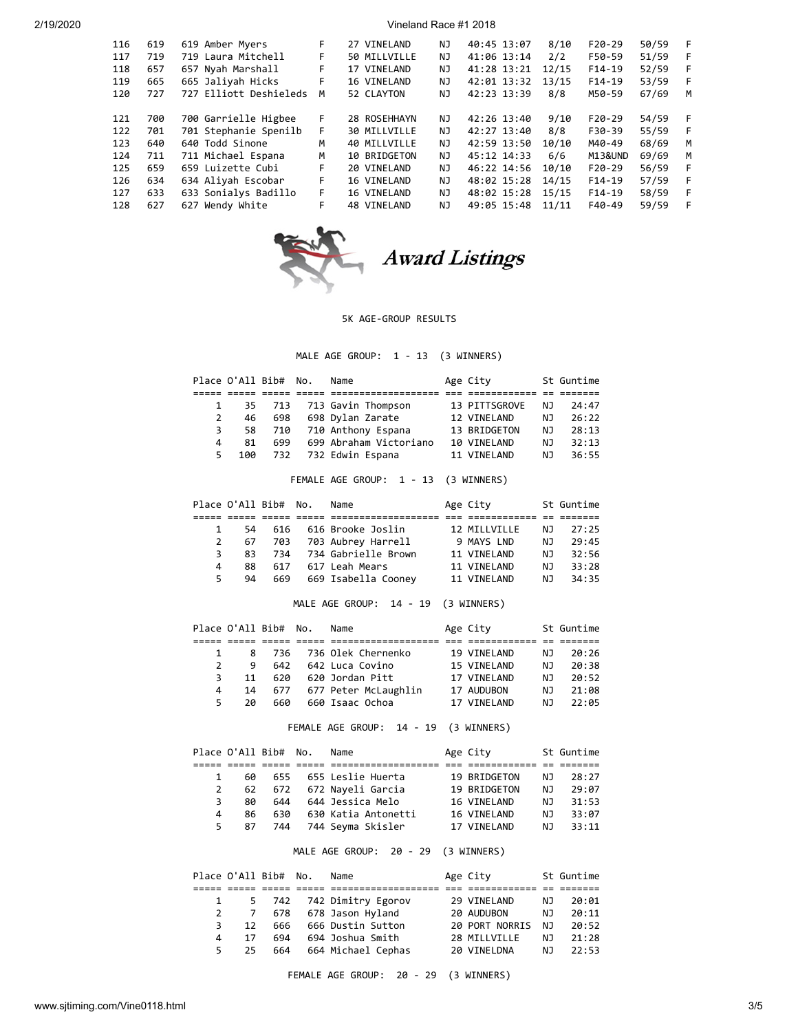| 116 | 619 | 619 Amber Myers | F | 27 | VINELAND | NJ | 40:45 | 13:07 | 8/10 | F20-29 | 50/59 | F |
|---|---|---|---|---|---|---|---|---|---|---|---|---|
| 117 | 719 | 719 Laura Mitchell | F | 50 | MILLVILLE | NJ | 41:06 | 13:14 | 2/2 | F50-59 | 51/59 | F |
| 118 | 657 | 657 Nyah Marshall | F | 17 | VINELAND | NJ | 41:28 | 13:21 | 12/15 | F14-19 | 52/59 | F |
| 119 | 665 | 665 Jaliyah Hicks | F | 16 | VINELAND | NJ | 42:01 | 13:32 | 13/15 | F14-19 | 53/59 | F |
| 120 | 727 | 727 Elliott Deshieleds | M | 52 | CLAYTON | NJ | 42:23 | 13:39 | 8/8 | M50-59 | 67/69 | M |
| 121 | 700 | 700 Garrielle Higbee | F | 28 | ROSEHHAYN | NJ | 42:26 | 13:40 | 9/10 | F20-29 | 54/59 | F |
| 122 | 701 | 701 Stephanie Spenilb | F | 30 | MILLVILLE | NJ | 42:27 | 13:40 | 8/8 | F30-39 | 55/59 | F |
| 123 | 640 | 640 Todd Sinone | M | 40 | MILLVILLE | NJ | 42:59 | 13:50 | 10/10 | M40-49 | 68/69 | M |
| 124 | 711 | 711 Michael Espana | M | 10 | BRIDGETON | NJ | 45:12 | 14:33 | 6/6 | M13&UND | 69/69 | M |
| 125 | 659 | 659 Luizette Cubi | F | 20 | VINELAND | NJ | 46:22 | 14:56 | 10/10 | F20-29 | 56/59 | F |
| 126 | 634 | 634 Aliyah Escobar | F | 16 | VINELAND | NJ | 48:02 | 15:28 | 14/15 | F14-19 | 57/59 | F |
| 127 | 633 | 633 Sonialys Badillo | F | 16 | VINELAND | NJ | 48:02 | 15:28 | 15/15 | F14-19 | 58/59 | F |
| 128 | 627 | 627 Wendy White | F | 48 | VINELAND | NJ | 49:05 | 15:48 | 11/11 | F40-49 | 59/59 | F |

# *Award Listings*

5K AGE-GROUP RESULTS

MALE AGE GROUP: 1 - 13 (3 WINNERS)

| Place | O'All | Bib# | No. | Name | Age | City | St | Guntime |
|---|---|---|---|---|---|---|---|---|
| 1 | 35 | 713 | 713 | Gavin Thompson | 13 | PITTSGROVE | NJ | 24:47 |
| 2 | 46 | 698 | 698 | Dylan Zarate | 12 | VINELAND | NJ | 26:22 |
| 3 | 58 | 710 | 710 | Anthony Espana | 13 | BRIDGETON | NJ | 28:13 |
| 4 | 81 | 699 | 699 | Abraham Victoriano | 10 | VINELAND | NJ | 32:13 |
| 5 | 100 | 732 | 732 | Edwin Espana | 11 | VINELAND | NJ | 36:55 |

FEMALE AGE GROUP: 1 - 13 (3 WINNERS)

| Place | O'All | Bib# | No. | Name | Age | City | St | Guntime |
|---|---|---|---|---|---|---|---|---|
| 1 | 54 | 616 | 616 | Brooke Joslin | 12 | MILLVILLE | NJ | 27:25 |
| 2 | 67 | 703 | 703 | Aubrey Harrell | 9 | MAYS LND | NJ | 29:45 |
| 3 | 83 | 734 | 734 | Gabrielle Brown | 11 | VINELAND | NJ | 32:56 |
| 4 | 88 | 617 | 617 | Leah Mears | 11 | VINELAND | NJ | 33:28 |
| 5 | 94 | 669 | 669 | Isabella Cooney | 11 | VINELAND | NJ | 34:35 |

MALE AGE GROUP: 14 - 19 (3 WINNERS)

| Place | O'All | Bib# | No. | Name | Age | City | St | Guntime |
|---|---|---|---|---|---|---|---|---|
| 1 | 8 | 736 | 736 | Olek Chernenko | 19 | VINELAND | NJ | 20:26 |
| 2 | 9 | 642 | 642 | Luca Covino | 15 | VINELAND | NJ | 20:38 |
| 3 | 11 | 620 | 620 | Jordan Pitt | 17 | VINELAND | NJ | 20:52 |
| 4 | 14 | 677 | 677 | Peter McLaughlin | 17 | AUDUBON | NJ | 21:08 |
| 5 | 20 | 660 | 660 | Isaac Ochoa | 17 | VINELAND | NJ | 22:05 |

FEMALE AGE GROUP: 14 - 19 (3 WINNERS)

| Place | O'All | Bib# | No. | Name | Age | City | St | Guntime |
|---|---|---|---|---|---|---|---|---|
| 1 | 60 | 655 | 655 | Leslie Huerta | 19 | BRIDGETON | NJ | 28:27 |
| 2 | 62 | 672 | 672 | Nayeli Garcia | 19 | BRIDGETON | NJ | 29:07 |
| 3 | 80 | 644 | 644 | Jessica Melo | 16 | VINELAND | NJ | 31:53 |
| 4 | 86 | 630 | 630 | Katia Antonetti | 16 | VINELAND | NJ | 33:07 |
| 5 | 87 | 744 | 744 | Seyma Skisler | 17 | VINELAND | NJ | 33:11 |

MALE AGE GROUP: 20 - 29 (3 WINNERS)

| Place | O'All | Bib# | No. | Name | Age | City | St | Guntime |
|---|---|---|---|---|---|---|---|---|
| 1 | 5 | 742 | 742 | Dimitry Egorov | 29 | VINELAND | NJ | 20:01 |
| 2 | 7 | 678 | 678 | Jason Hyland | 20 | AUDUBON | NJ | 20:11 |
| 3 | 12 | 666 | 666 | Dustin Sutton | 20 | PORT NORRIS | NJ | 20:52 |
| 4 | 17 | 694 | 694 | Joshua Smith | 28 | MILLVILLE | NJ | 21:28 |
| 5 | 25 | 664 | 664 | Michael Cephas | 20 | VINELDNA | NJ | 22:53 |

FEMALE AGE GROUP: 20 - 29 (3 WINNERS)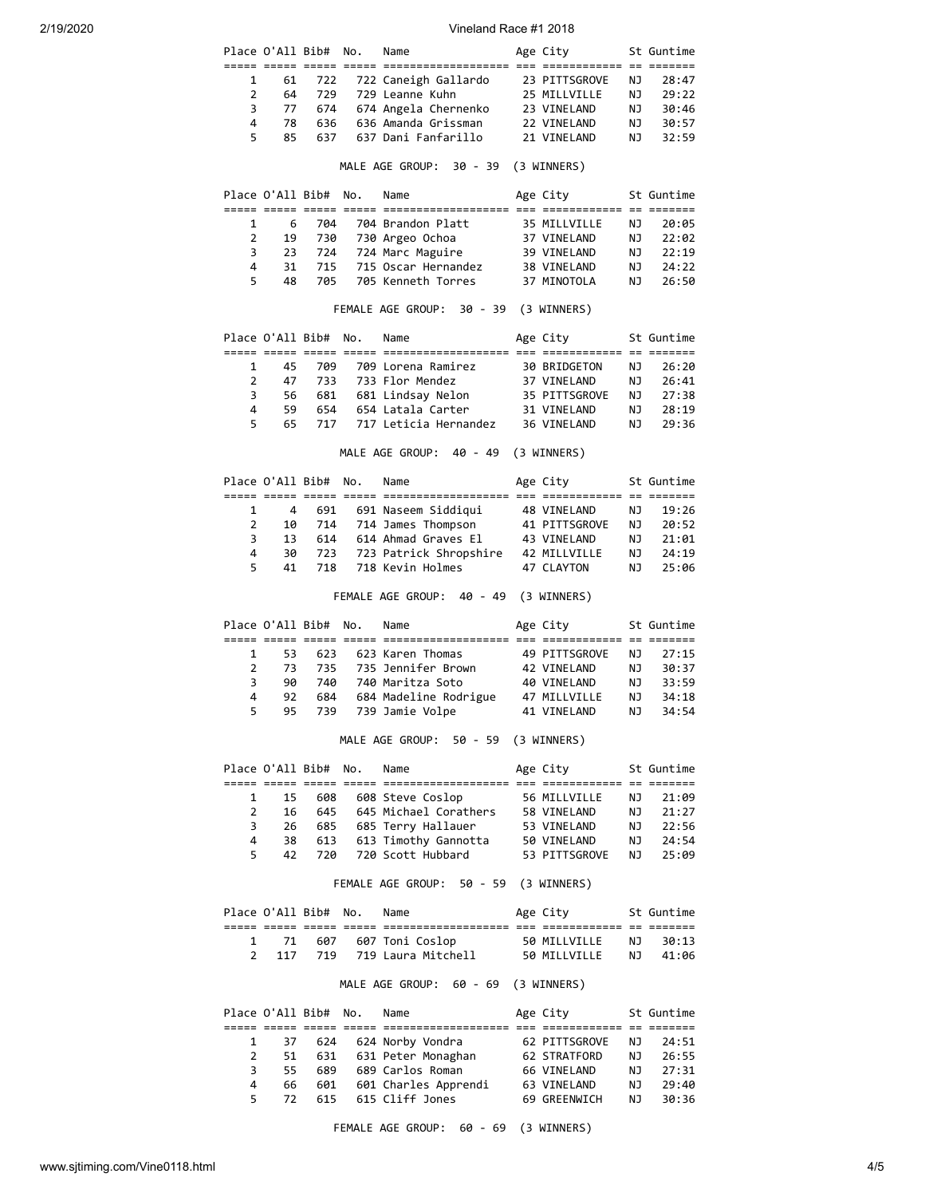| Place | O'All | Bib# | No. | Name | Age | City | St | Guntime |
|---|---|---|---|---|---|---|---|---|
| 1 | 61 | 722 | 722 | Caneigh Gallardo | 23 | PITTSGROVE | NJ | 28:47 |
| 2 | 64 | 729 | 729 | Leanne Kuhn | 25 | MILLVILLE | NJ | 29:22 |
| 3 | 77 | 674 | 674 | Angela Chernenko | 23 | VINELAND | NJ | 30:46 |
| 4 | 78 | 636 | 636 | Amanda Grissman | 22 | VINELAND | NJ | 30:57 |
| 5 | 85 | 637 | 637 | Dani Fanfarillo | 21 | VINELAND | NJ | 32:59 |

MALE AGE GROUP: 30 - 39 (3 WINNERS)

| Place | O'All | Bib# | No. | Name | Age | City | St | Guntime |
|---|---|---|---|---|---|---|---|---|
| 1 | 6 | 704 | 704 | Brandon Platt | 35 | MILLVILLE | NJ | 20:05 |
| 2 | 19 | 730 | 730 | Argeo Ochoa | 37 | VINELAND | NJ | 22:02 |
| 3 | 23 | 724 | 724 | Marc Maguire | 39 | VINELAND | NJ | 22:19 |
| 4 | 31 | 715 | 715 | Oscar Hernandez | 38 | VINELAND | NJ | 24:22 |
| 5 | 48 | 705 | 705 | Kenneth Torres | 37 | MINOTOLA | NJ | 26:50 |

FEMALE AGE GROUP: 30 - 39 (3 WINNERS)

| Place | O'All | Bib# | No. | Name | Age | City | St | Guntime |
|---|---|---|---|---|---|---|---|---|
| 1 | 45 | 709 | 709 | Lorena Ramirez | 30 | BRIDGETON | NJ | 26:20 |
| 2 | 47 | 733 | 733 | Flor Mendez | 37 | VINELAND | NJ | 26:41 |
| 3 | 56 | 681 | 681 | Lindsay Nelon | 35 | PITTSGROVE | NJ | 27:38 |
| 4 | 59 | 654 | 654 | Latala Carter | 31 | VINELAND | NJ | 28:19 |
| 5 | 65 | 717 | 717 | Leticia Hernandez | 36 | VINELAND | NJ | 29:36 |

MALE AGE GROUP: 40 - 49 (3 WINNERS)

| Place | O'All | Bib# | No. | Name | Age | City | St | Guntime |
|---|---|---|---|---|---|---|---|---|
| 1 | 4 | 691 | 691 | Naseem Siddiqui | 48 | VINELAND | NJ | 19:26 |
| 2 | 10 | 714 | 714 | James Thompson | 41 | PITTSGROVE | NJ | 20:52 |
| 3 | 13 | 614 | 614 | Ahmad Graves El | 43 | VINELAND | NJ | 21:01 |
| 4 | 30 | 723 | 723 | Patrick Shropshire | 42 | MILLVILLE | NJ | 24:19 |
| 5 | 41 | 718 | 718 | Kevin Holmes | 47 | CLAYTON | NJ | 25:06 |

FEMALE AGE GROUP: 40 - 49 (3 WINNERS)

| Place | O'All | Bib# | No. | Name | Age | City | St | Guntime |
|---|---|---|---|---|---|---|---|---|
| 1 | 53 | 623 | 623 | Karen Thomas | 49 | PITTSGROVE | NJ | 27:15 |
| 2 | 73 | 735 | 735 | Jennifer Brown | 42 | VINELAND | NJ | 30:37 |
| 3 | 90 | 740 | 740 | Maritza Soto | 40 | VINELAND | NJ | 33:59 |
| 4 | 92 | 684 | 684 | Madeline Rodrigue | 47 | MILLVILLE | NJ | 34:18 |
| 5 | 95 | 739 | 739 | Jamie Volpe | 41 | VINELAND | NJ | 34:54 |

MALE AGE GROUP: 50 - 59 (3 WINNERS)

| Place | O'All | Bib# | No. | Name | Age | City | St | Guntime |
|---|---|---|---|---|---|---|---|---|
| 1 | 15 | 608 | 608 | Steve Coslop | 56 | MILLVILLE | NJ | 21:09 |
| 2 | 16 | 645 | 645 | Michael Corathers | 58 | VINELAND | NJ | 21:27 |
| 3 | 26 | 685 | 685 | Terry Hallauer | 53 | VINELAND | NJ | 22:56 |
| 4 | 38 | 613 | 613 | Timothy Gannotta | 50 | VINELAND | NJ | 24:54 |
| 5 | 42 | 720 | 720 | Scott Hubbard | 53 | PITTSGROVE | NJ | 25:09 |

FEMALE AGE GROUP: 50 - 59 (3 WINNERS)

| Place | O'All | Bib# | No. | Name | Age | City | St | Guntime |
|---|---|---|---|---|---|---|---|---|
| 1 | 71 | 607 | 607 | Toni Coslop | 50 | MILLVILLE | NJ | 30:13 |
| 2 | 117 | 719 | 719 | Laura Mitchell | 50 | MILLVILLE | NJ | 41:06 |

MALE AGE GROUP: 60 - 69 (3 WINNERS)

| Place | O'All | Bib# | No. | Name | Age | City | St | Guntime |
|---|---|---|---|---|---|---|---|---|
| 1 | 37 | 624 | 624 | Norby Vondra | 62 | PITTSGROVE | NJ | 24:51 |
| 2 | 51 | 631 | 631 | Peter Monaghan | 62 | STRATFORD | NJ | 26:55 |
| 3 | 55 | 689 | 689 | Carlos Roman | 66 | VINELAND | NJ | 27:31 |
| 4 | 66 | 601 | 601 | Charles Apprendi | 63 | VINELAND | NJ | 29:40 |
| 5 | 72 | 615 | 615 | Cliff Jones | 69 | GREENWICH | NJ | 30:36 |

FEMALE AGE GROUP: 60 - 69 (3 WINNERS)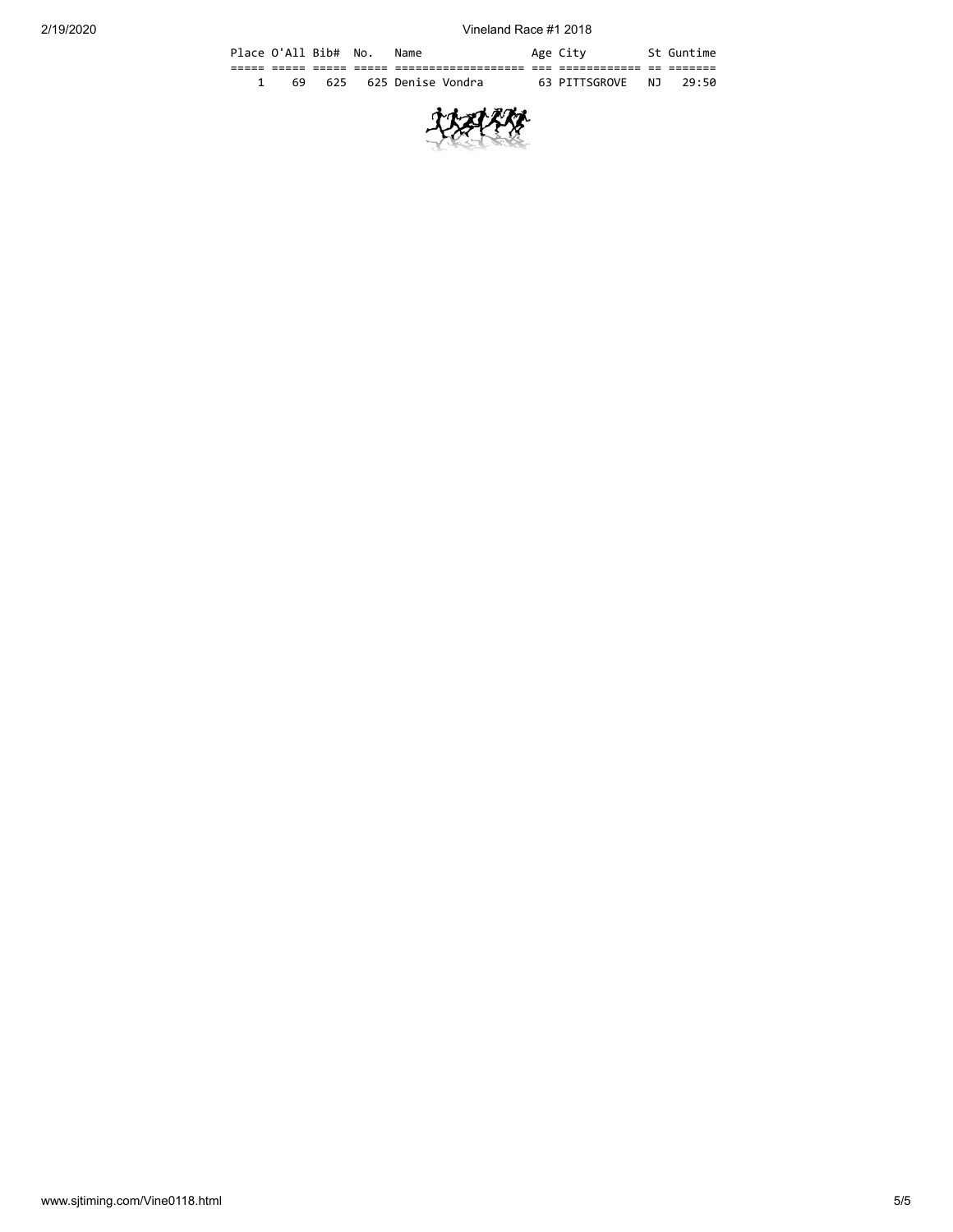| Place | O'All | Bib# | No. | Name | Age | City | St | Guntime |
| --- | --- | --- | --- | --- | --- | --- | --- | --- |
| 1 | 69 | 625 | 625 | Denise Vondra | 63 | PITTSGROVE | NJ | 29:50 |